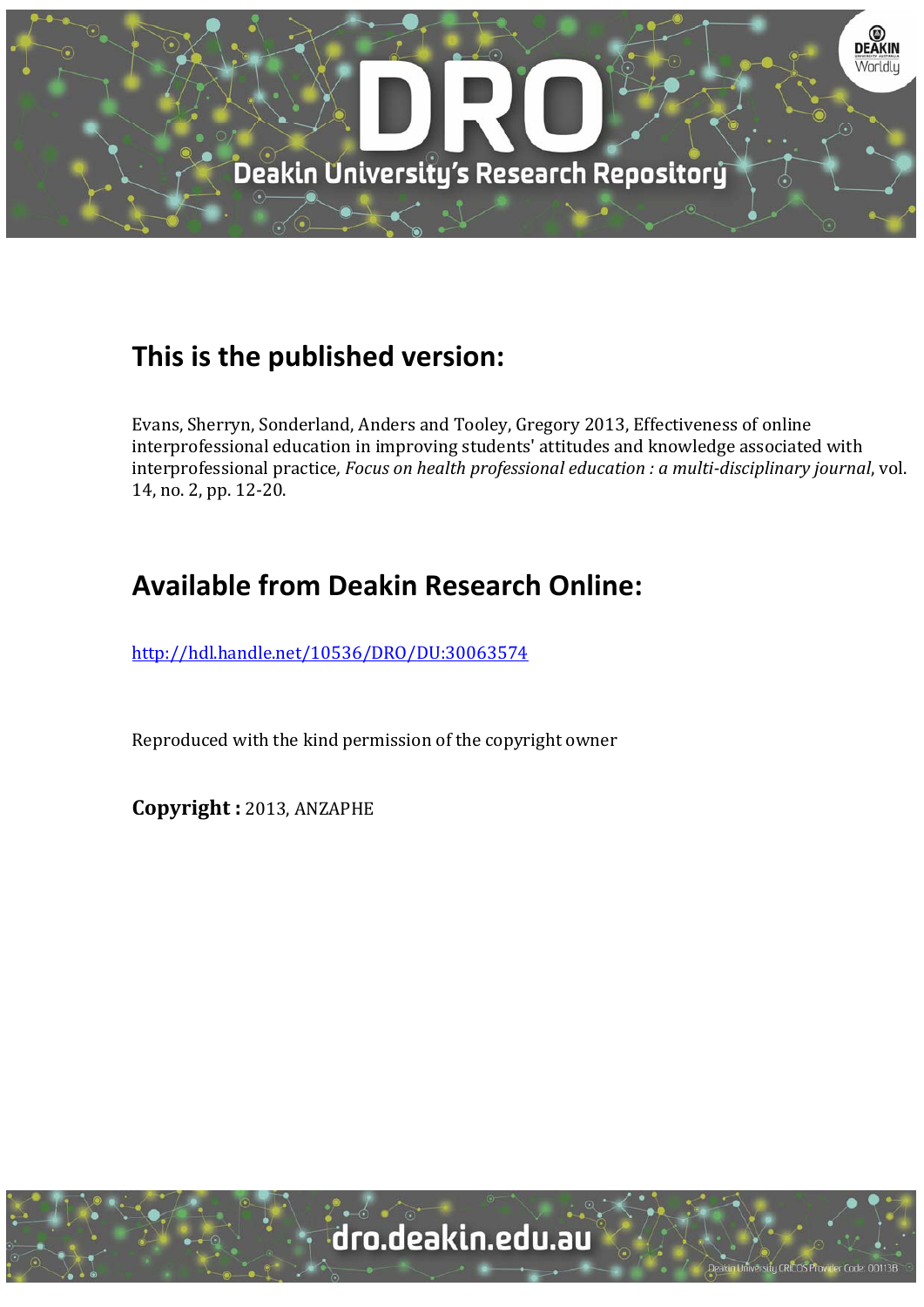## This is the published version:

Evans, Sherryn, Sonderland, Anders and Tooley, Gregory 2013, Effectiveness of online interprofessional education in improving students' attitudes and knowledge associated with interprofessional practice*, Focus on health professional education : a multi-disciplinary journal*, vol. 14, no. 2, pp. 12-20.

## Available from Deakin Research Online:

http://hdl.handle.net/10536/DRO/DU:30063574

Reproduced with the kind permission of the copyright owner

**Copyright :** 2013, ANZAPHE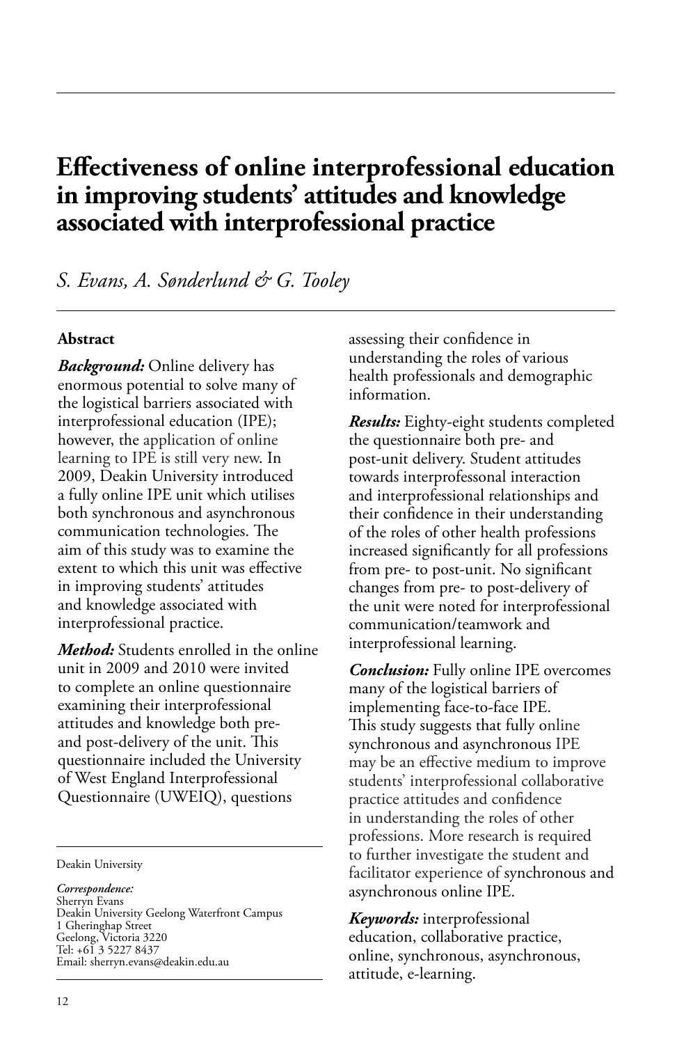# Effectiveness of online interprofessional education in improving students' attitudes and knowledge associated with interprofessional practice

*S. Evans, A. Sønderlund & G. Tooley*

### Abstract

***Background:*** Online delivery has enormous potential to solve many of the logistical barriers associated with interprofessional education (IPE); however, the application of online learning to IPE is still very new. In 2009, Deakin University introduced a fully online IPE unit which utilises both synchronous and asynchronous communication technologies. The aim of this study was to examine the extent to which this unit was effective in improving students' attitudes and knowledge associated with interprofessional practice.

***Method:*** Students enrolled in the online unit in 2009 and 2010 were invited to complete an online questionnaire examining their interprofessional attitudes and knowledge both pre- and post-delivery of the unit. This questionnaire included the University of West England Interprofessional Questionnaire (UWEIQ), questions assessing their confidence in understanding the roles of various health professionals and demographic information.

***Results:*** Eighty-eight students completed the questionnaire both pre- and post-unit delivery. Student attitudes towards interprofessonal interaction and interprofessional relationships and their confidence in their understanding of the roles of other health professions increased significantly for all professions from pre- to post-unit. No significant changes from pre- to post-delivery of the unit were noted for interprofessional communication/teamwork and interprofessional learning.

***Conclusion:*** Fully online IPE overcomes many of the logistical barriers of implementing face-to-face IPE. This study suggests that fully online synchronous and asynchronous IPE may be an effective medium to improve students' interprofessional collaborative practice attitudes and confidence in understanding the roles of other professions. More research is required to further investigate the student and facilitator experience of synchronous and asynchronous online IPE.

***Keywords:*** interprofessional education, collaborative practice, online, synchronous, asynchronous, attitude, e-learning.

Deakin University

***Correspondence:***
Sherryn Evans
Deakin University Geelong Waterfront Campus
1 Gheringhap Street
Geelong, Victoria 3220
Tel: +61 3 5227 8437
Email: sherryn.evans@deakin.edu.au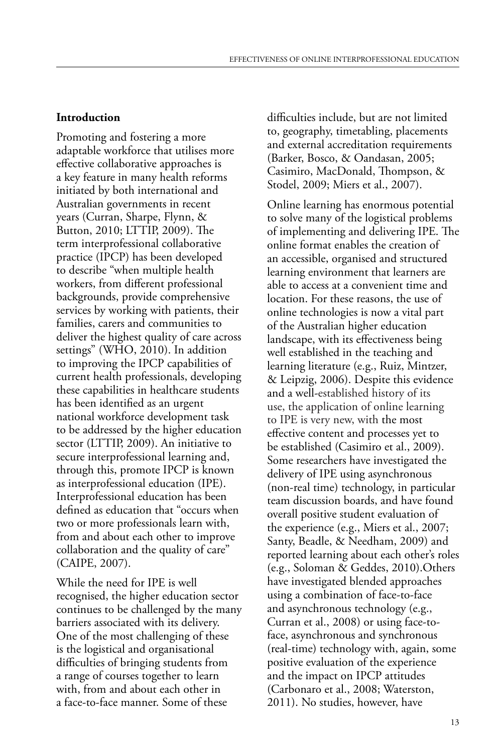## Introduction

Promoting and fostering a more adaptable workforce that utilises more effective collaborative approaches is a key feature in many health reforms initiated by both international and Australian governments in recent years (Curran, Sharpe, Flynn, & Button, 2010; LTTIP, 2009). The term interprofessional collaborative practice (IPCP) has been developed to describe "when multiple health workers, from different professional backgrounds, provide comprehensive services by working with patients, their families, carers and communities to deliver the highest quality of care across settings" (WHO, 2010). In addition to improving the IPCP capabilities of current health professionals, developing these capabilities in healthcare students has been identified as an urgent national workforce development task to be addressed by the higher education sector (LTTIP, 2009). An initiative to secure interprofessional learning and, through this, promote IPCP is known as interprofessional education (IPE). Interprofessional education has been defined as education that "occurs when two or more professionals learn with, from and about each other to improve collaboration and the quality of care" (CAIPE, 2007).

While the need for IPE is well recognised, the higher education sector continues to be challenged by the many barriers associated with its delivery. One of the most challenging of these is the logistical and organisational difficulties of bringing students from a range of courses together to learn with, from and about each other in a face-to-face manner. Some of these difficulties include, but are not limited to, geography, timetabling, placements and external accreditation requirements (Barker, Bosco, & Oandasan, 2005; Casimiro, MacDonald, Thompson, & Stodel, 2009; Miers et al., 2007).

Online learning has enormous potential to solve many of the logistical problems of implementing and delivering IPE. The online format enables the creation of an accessible, organised and structured learning environment that learners are able to access at a convenient time and location. For these reasons, the use of online technologies is now a vital part of the Australian higher education landscape, with its effectiveness being well established in the teaching and learning literature (e.g., Ruiz, Mintzer, & Leipzig, 2006). Despite this evidence and a well-established history of its use, the application of online learning to IPE is very new, with the most effective content and processes yet to be established (Casimiro et al., 2009). Some researchers have investigated the delivery of IPE using asynchronous (non-real time) technology, in particular team discussion boards, and have found overall positive student evaluation of the experience (e.g., Miers et al., 2007; Santy, Beadle, & Needham, 2009) and reported learning about each other's roles (e.g., Soloman & Geddes, 2010).Others have investigated blended approaches using a combination of face-to-face and asynchronous technology (e.g., Curran et al., 2008) or using face-to-face, asynchronous and synchronous (real-time) technology with, again, some positive evaluation of the experience and the impact on IPCP attitudes (Carbonaro et al., 2008; Waterston, 2011). No studies, however, have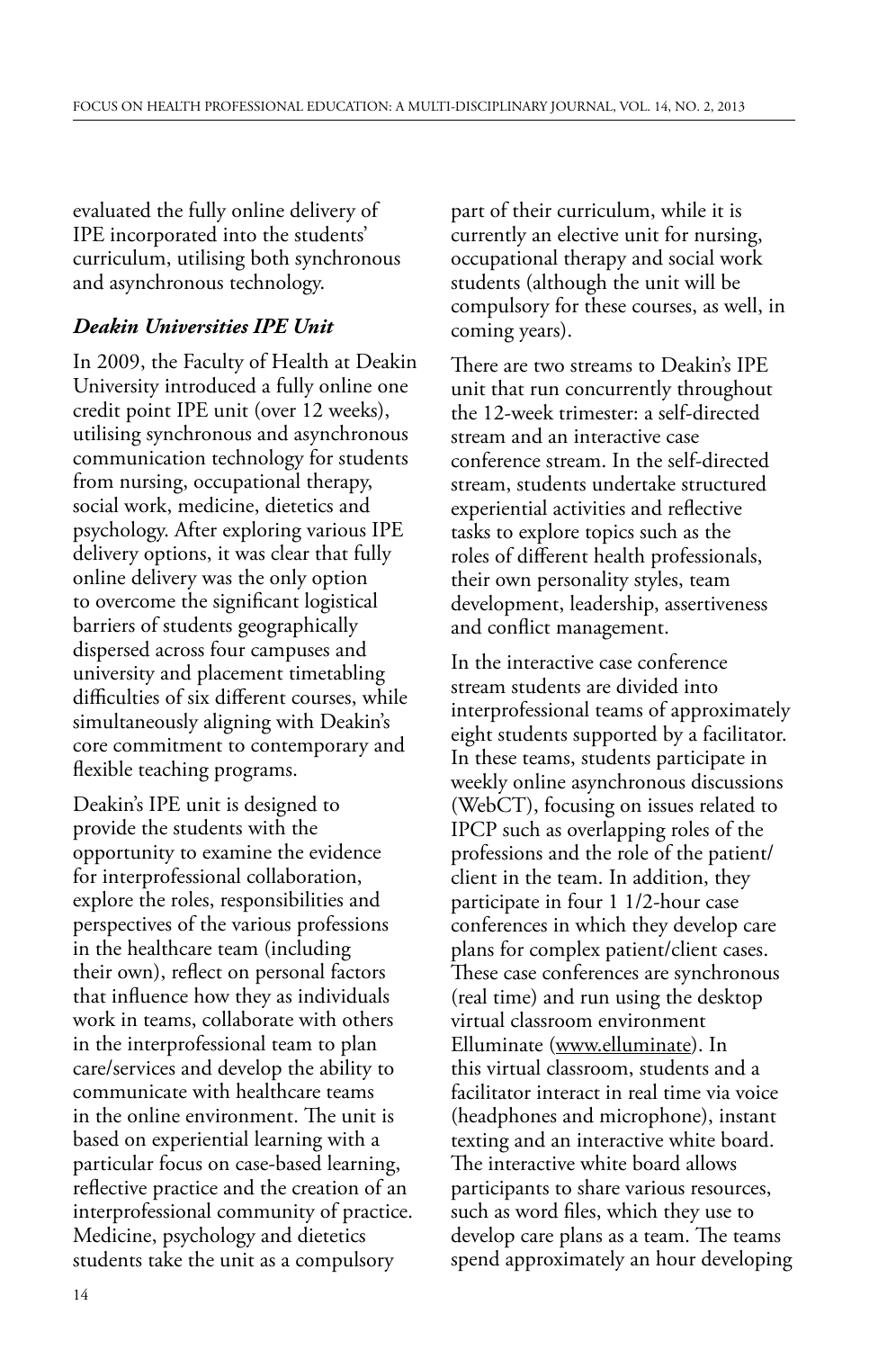evaluated the fully online delivery of IPE incorporated into the students' curriculum, utilising both synchronous and asynchronous technology.

### *Deakin Universities IPE Unit*

In 2009, the Faculty of Health at Deakin University introduced a fully online one credit point IPE unit (over 12 weeks), utilising synchronous and asynchronous communication technology for students from nursing, occupational therapy, social work, medicine, dietetics and psychology. After exploring various IPE delivery options, it was clear that fully online delivery was the only option to overcome the significant logistical barriers of students geographically dispersed across four campuses and university and placement timetabling difficulties of six different courses, while simultaneously aligning with Deakin's core commitment to contemporary and flexible teaching programs.

Deakin's IPE unit is designed to provide the students with the opportunity to examine the evidence for interprofessional collaboration, explore the roles, responsibilities and perspectives of the various professions in the healthcare team (including their own), reflect on personal factors that influence how they as individuals work in teams, collaborate with others in the interprofessional team to plan care/services and develop the ability to communicate with healthcare teams in the online environment. The unit is based on experiential learning with a particular focus on case-based learning, reflective practice and the creation of an interprofessional community of practice. Medicine, psychology and dietetics students take the unit as a compulsory part of their curriculum, while it is currently an elective unit for nursing, occupational therapy and social work students (although the unit will be compulsory for these courses, as well, in coming years).

There are two streams to Deakin's IPE unit that run concurrently throughout the 12-week trimester: a self-directed stream and an interactive case conference stream. In the self-directed stream, students undertake structured experiential activities and reflective tasks to explore topics such as the roles of different health professionals, their own personality styles, team development, leadership, assertiveness and conflict management.

In the interactive case conference stream students are divided into interprofessional teams of approximately eight students supported by a facilitator. In these teams, students participate in weekly online asynchronous discussions (WebCT), focusing on issues related to IPCP such as overlapping roles of the professions and the role of the patient/client in the team. In addition, they participate in four 1 1/2-hour case conferences in which they develop care plans for complex patient/client cases. These case conferences are synchronous (real time) and run using the desktop virtual classroom environment Elluminate (www.elluminate). In this virtual classroom, students and a facilitator interact in real time via voice (headphones and microphone), instant texting and an interactive white board. The interactive white board allows participants to share various resources, such as word files, which they use to develop care plans as a team. The teams spend approximately an hour developing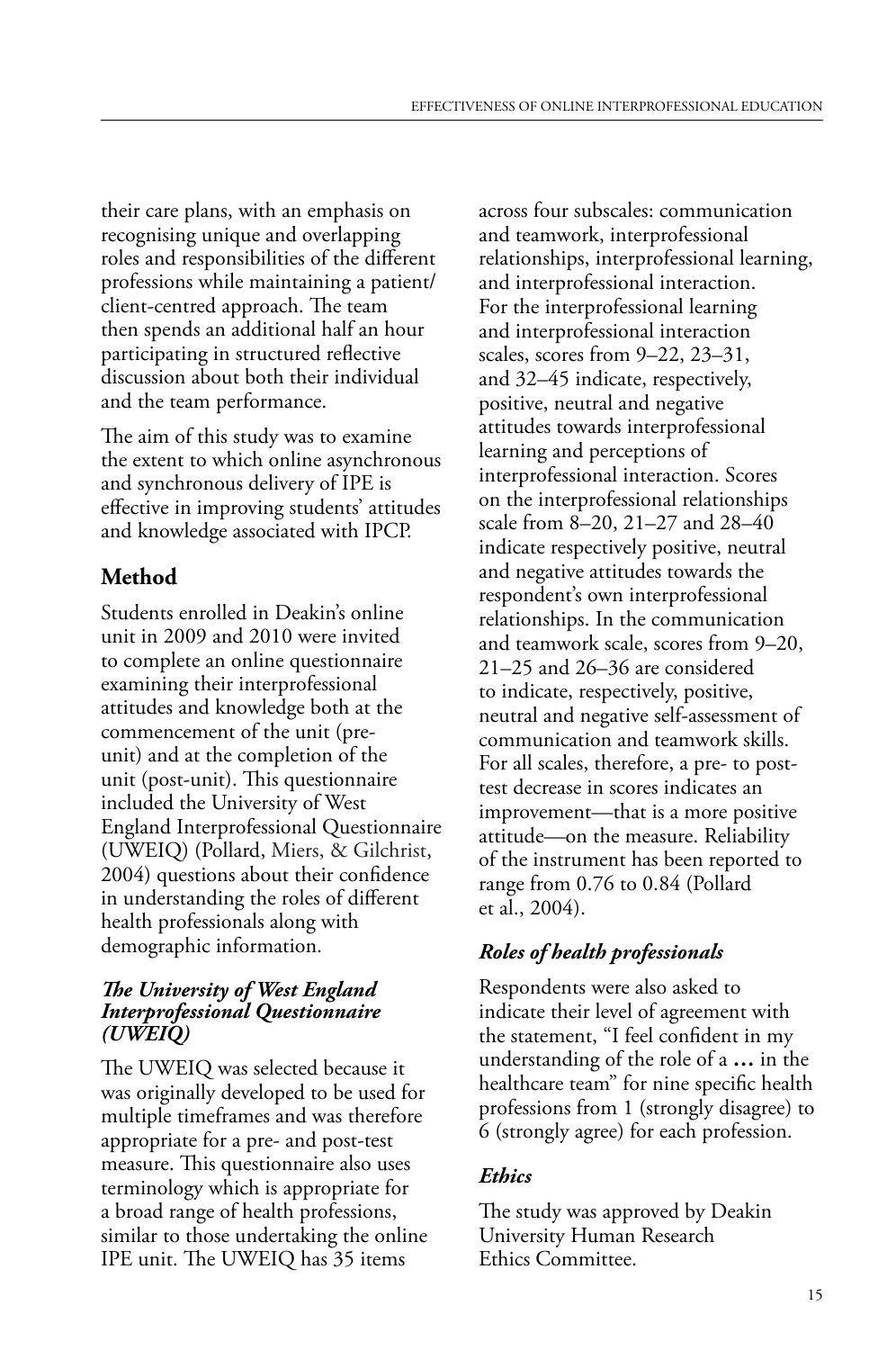their care plans, with an emphasis on recognising unique and overlapping roles and responsibilities of the different professions while maintaining a patient/client-centred approach. The team then spends an additional half an hour participating in structured reflective discussion about both their individual and the team performance.

The aim of this study was to examine the extent to which online asynchronous and synchronous delivery of IPE is effective in improving students' attitudes and knowledge associated with IPCP.

## Method

Students enrolled in Deakin's online unit in 2009 and 2010 were invited to complete an online questionnaire examining their interprofessional attitudes and knowledge both at the commencement of the unit (pre-unit) and at the completion of the unit (post-unit). This questionnaire included the University of West England Interprofessional Questionnaire (UWEIQ) (Pollard, Miers, & Gilchrist, 2004) questions about their confidence in understanding the roles of different health professionals along with demographic information.

### *The University of West England Interprofessional Questionnaire (UWEIQ)*

The UWEIQ was selected because it was originally developed to be used for multiple timeframes and was therefore appropriate for a pre- and post-test measure. This questionnaire also uses terminology which is appropriate for a broad range of health professions, similar to those undertaking the online IPE unit. The UWEIQ has 35 items across four subscales: communication and teamwork, interprofessional relationships, interprofessional learning, and interprofessional interaction. For the interprofessional learning and interprofessional interaction scales, scores from 9–22, 23–31, and 32–45 indicate, respectively, positive, neutral and negative attitudes towards interprofessional learning and perceptions of interprofessional interaction. Scores on the interprofessional relationships scale from 8–20, 21–27 and 28–40 indicate respectively positive, neutral and negative attitudes towards the respondent's own interprofessional relationships. In the communication and teamwork scale, scores from 9–20, 21–25 and 26–36 are considered to indicate, respectively, positive, neutral and negative self-assessment of communication and teamwork skills. For all scales, therefore, a pre- to post-test decrease in scores indicates an improvement—that is a more positive attitude—on the measure. Reliability of the instrument has been reported to range from 0.76 to 0.84 (Pollard et al., 2004).

### *Roles of health professionals*

Respondents were also asked to indicate their level of agreement with the statement, "I feel confident in my understanding of the role of a **...** in the healthcare team" for nine specific health professions from 1 (strongly disagree) to 6 (strongly agree) for each profession.

### *Ethics*

The study was approved by Deakin University Human Research Ethics Committee.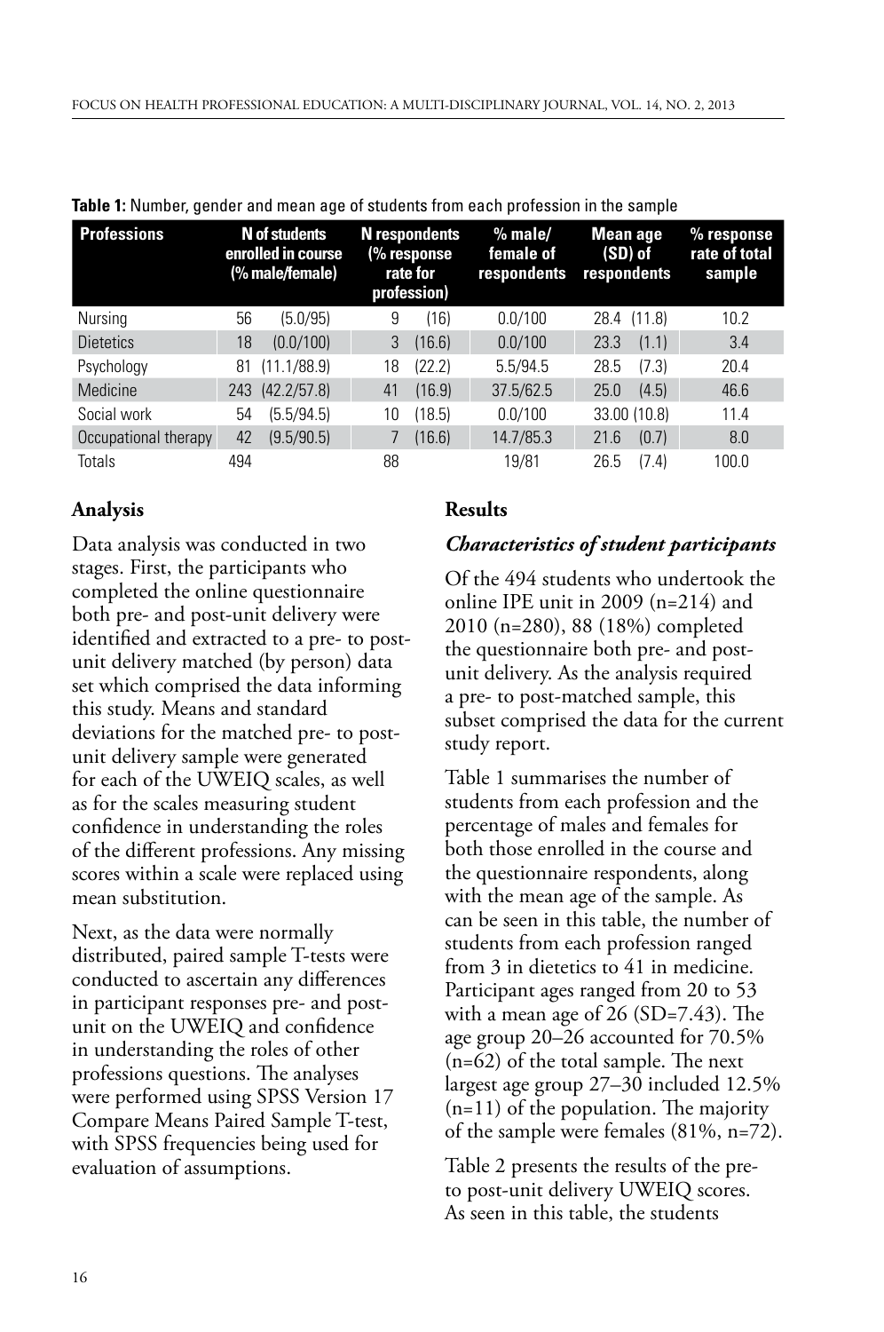**Table 1:** Number, gender and mean age of students from each profession in the sample

| Professions | N of students enrolled in course (% male/female) | | N respondents (% response rate for profession) | | % male/ female of respondents | Mean age (SD) of respondents | % response rate of total sample |
|---|---|---|---|---|---|---|---|
| Nursing | 56 | (5.0/95) | 9 | (16) | 0.0/100 | 28.4 (11.8) | 10.2 |
| Dietetics | 18 | (0.0/100) | 3 | (16.6) | 0.0/100 | 23.3 (1.1) | 3.4 |
| Psychology | 81 | (11.1/88.9) | 18 | (22.2) | 5.5/94.5 | 28.5 (7.3) | 20.4 |
| Medicine | 243 | (42.2/57.8) | 41 | (16.9) | 37.5/62.5 | 25.0 (4.5) | 46.6 |
| Social work | 54 | (5.5/94.5) | 10 | (18.5) | 0.0/100 | 33.00 (10.8) | 11.4 |
| Occupational therapy | 42 | (9.5/90.5) | 7 | (16.6) | 14.7/85.3 | 21.6 (0.7) | 8.0 |
| Totals | 494 | | 88 | | 19/81 | 26.5 (7.4) | 100.0 |

## Analysis

Data analysis was conducted in two stages. First, the participants who completed the online questionnaire both pre- and post-unit delivery were identified and extracted to a pre- to post-unit delivery matched (by person) data set which comprised the data informing this study. Means and standard deviations for the matched pre- to post-unit delivery sample were generated for each of the UWEIQ scales, as well as for the scales measuring student confidence in understanding the roles of the different professions. Any missing scores within a scale were replaced using mean substitution.

Next, as the data were normally distributed, paired sample T-tests were conducted to ascertain any differences in participant responses pre- and post-unit on the UWEIQ and confidence in understanding the roles of other professions questions. The analyses were performed using SPSS Version 17 Compare Means Paired Sample T-test, with SPSS frequencies being used for evaluation of assumptions.

## Results

### *Characteristics of student participants*

Of the 494 students who undertook the online IPE unit in 2009 (n=214) and 2010 (n=280), 88 (18%) completed the questionnaire both pre- and post-unit delivery. As the analysis required a pre- to post-matched sample, this subset comprised the data for the current study report.

Table 1 summarises the number of students from each profession and the percentage of males and females for both those enrolled in the course and the questionnaire respondents, along with the mean age of the sample. As can be seen in this table, the number of students from each profession ranged from 3 in dietetics to 41 in medicine. Participant ages ranged from 20 to 53 with a mean age of 26 (SD=7.43). The age group 20–26 accounted for 70.5% (n=62) of the total sample. The next largest age group 27–30 included 12.5% (n=11) of the population. The majority of the sample were females (81%, n=72).

Table 2 presents the results of the pre- to post-unit delivery UWEIQ scores. As seen in this table, the students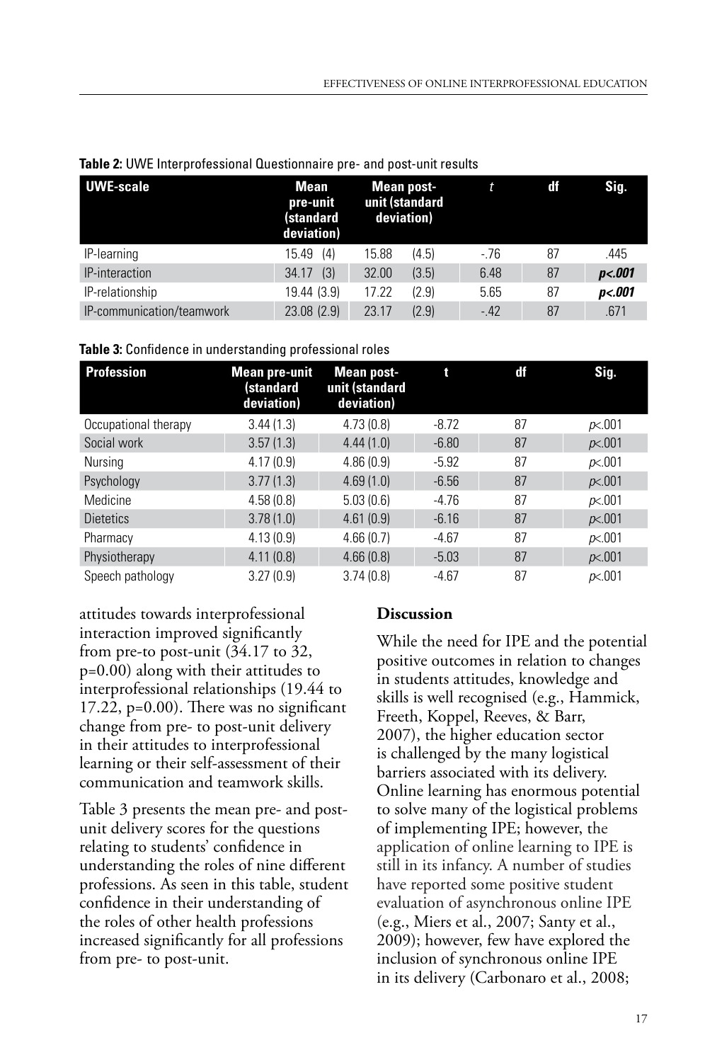**Table 2:** UWE Interprofessional Questionnaire pre- and post-unit results

| UWE-scale | Mean pre-unit (standard deviation) | Mean post-unit (standard deviation) | *t* | df | Sig. |
|---|---|---|---|---|---|
| IP-learning | 15.49 (4) | 15.88 (4.5) | -.76 | 87 | .445 |
| IP-interaction | 34.17 (3) | 32.00 (3.5) | 6.48 | 87 | ***p<.001*** |
| IP-relationship | 19.44 (3.9) | 17.22 (2.9) | 5.65 | 87 | ***p<.001*** |
| IP-communication/teamwork | 23.08 (2.9) | 23.17 (2.9) | -.42 | 87 | .671 |

**Table 3:** Confidence in understanding professional roles

| Profession | Mean pre-unit (standard deviation) | Mean post-unit (standard deviation) | t | df | Sig. |
|---|---|---|---|---|---|
| Occupational therapy | 3.44 (1.3) | 4.73 (0.8) | -8.72 | 87 | *p*<.001 |
| Social work | 3.57 (1.3) | 4.44 (1.0) | -6.80 | 87 | *p*<.001 |
| Nursing | 4.17 (0.9) | 4.86 (0.9) | -5.92 | 87 | *p*<.001 |
| Psychology | 3.77 (1.3) | 4.69 (1.0) | -6.56 | 87 | *p*<.001 |
| Medicine | 4.58 (0.8) | 5.03 (0.6) | -4.76 | 87 | *p*<.001 |
| Dietetics | 3.78 (1.0) | 4.61 (0.9) | -6.16 | 87 | *p*<.001 |
| Pharmacy | 4.13 (0.9) | 4.66 (0.7) | -4.67 | 87 | *p*<.001 |
| Physiotherapy | 4.11 (0.8) | 4.66 (0.8) | -5.03 | 87 | *p*<.001 |
| Speech pathology | 3.27 (0.9) | 3.74 (0.8) | -4.67 | 87 | *p*<.001 |

attitudes towards interprofessional interaction improved significantly from pre-to post-unit (34.17 to 32, p=0.00) along with their attitudes to interprofessional relationships (19.44 to 17.22, p=0.00). There was no significant change from pre- to post-unit delivery in their attitudes to interprofessional learning or their self-assessment of their communication and teamwork skills.

Table 3 presents the mean pre- and post-unit delivery scores for the questions relating to students' confidence in understanding the roles of nine different professions. As seen in this table, student confidence in their understanding of the roles of other health professions increased significantly for all professions from pre- to post-unit.

## Discussion

While the need for IPE and the potential positive outcomes in relation to changes in students attitudes, knowledge and skills is well recognised (e.g., Hammick, Freeth, Koppel, Reeves, & Barr, 2007), the higher education sector is challenged by the many logistical barriers associated with its delivery. Online learning has enormous potential to solve many of the logistical problems of implementing IPE; however, the application of online learning to IPE is still in its infancy. A number of studies have reported some positive student evaluation of asynchronous online IPE (e.g., Miers et al., 2007; Santy et al., 2009); however, few have explored the inclusion of synchronous online IPE in its delivery (Carbonaro et al., 2008;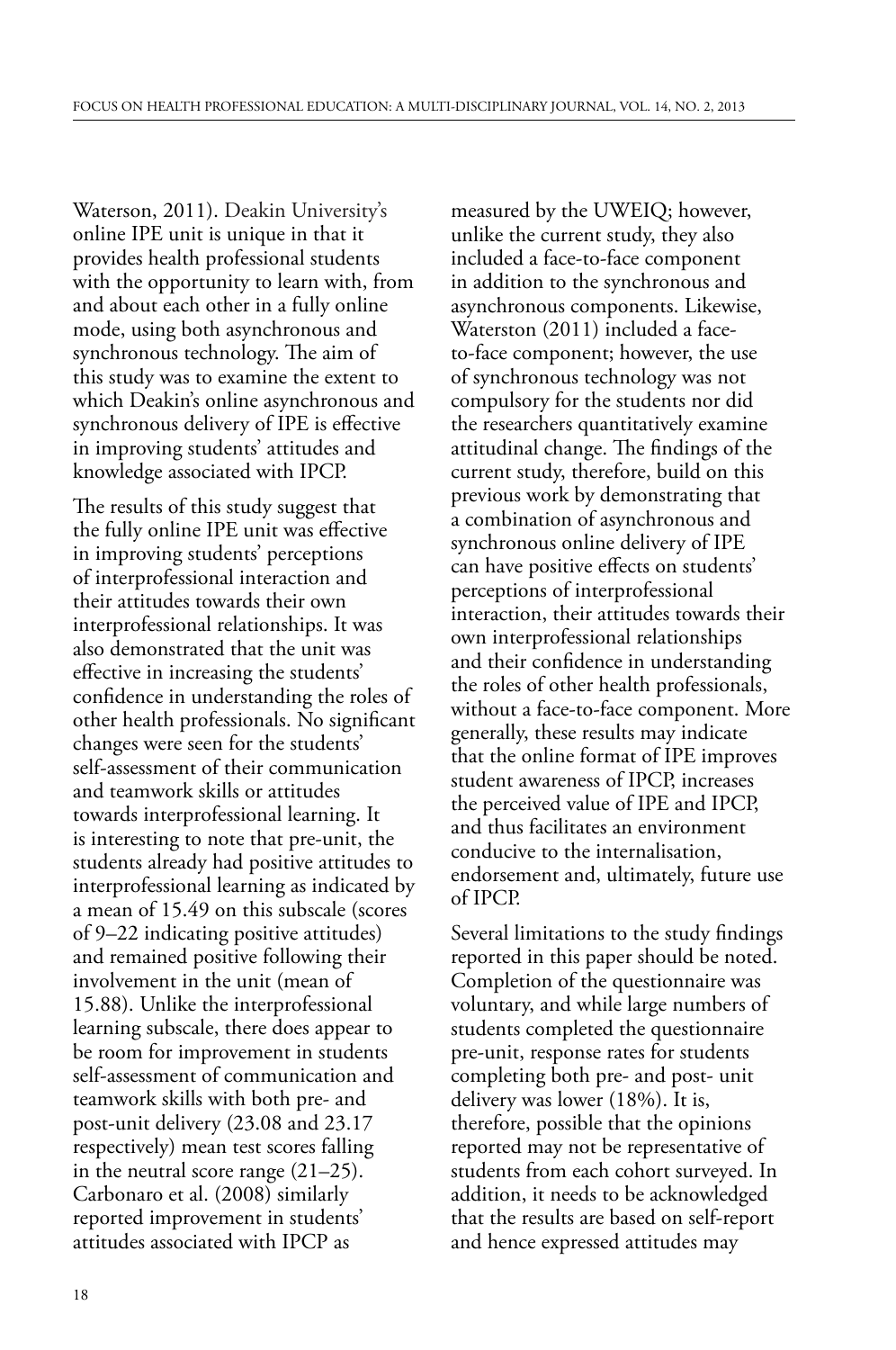Waterson, 2011). Deakin University's online IPE unit is unique in that it provides health professional students with the opportunity to learn with, from and about each other in a fully online mode, using both asynchronous and synchronous technology. The aim of this study was to examine the extent to which Deakin's online asynchronous and synchronous delivery of IPE is effective in improving students' attitudes and knowledge associated with IPCP.

The results of this study suggest that the fully online IPE unit was effective in improving students' perceptions of interprofessional interaction and their attitudes towards their own interprofessional relationships. It was also demonstrated that the unit was effective in increasing the students' confidence in understanding the roles of other health professionals. No significant changes were seen for the students' self-assessment of their communication and teamwork skills or attitudes towards interprofessional learning. It is interesting to note that pre-unit, the students already had positive attitudes to interprofessional learning as indicated by a mean of 15.49 on this subscale (scores of 9–22 indicating positive attitudes) and remained positive following their involvement in the unit (mean of 15.88). Unlike the interprofessional learning subscale, there does appear to be room for improvement in students self-assessment of communication and teamwork skills with both pre- and post-unit delivery (23.08 and 23.17 respectively) mean test scores falling in the neutral score range (21–25). Carbonaro et al. (2008) similarly reported improvement in students' attitudes associated with IPCP as measured by the UWEIQ; however, unlike the current study, they also included a face-to-face component in addition to the synchronous and asynchronous components. Likewise, Waterston (2011) included a face-to-face component; however, the use of synchronous technology was not compulsory for the students nor did the researchers quantitatively examine attitudinal change. The findings of the current study, therefore, build on this previous work by demonstrating that a combination of asynchronous and synchronous online delivery of IPE can have positive effects on students' perceptions of interprofessional interaction, their attitudes towards their own interprofessional relationships and their confidence in understanding the roles of other health professionals, without a face-to-face component. More generally, these results may indicate that the online format of IPE improves student awareness of IPCP, increases the perceived value of IPE and IPCP, and thus facilitates an environment conducive to the internalisation, endorsement and, ultimately, future use of IPCP.

Several limitations to the study findings reported in this paper should be noted. Completion of the questionnaire was voluntary, and while large numbers of students completed the questionnaire pre-unit, response rates for students completing both pre- and post- unit delivery was lower (18%). It is, therefore, possible that the opinions reported may not be representative of students from each cohort surveyed. In addition, it needs to be acknowledged that the results are based on self-report and hence expressed attitudes may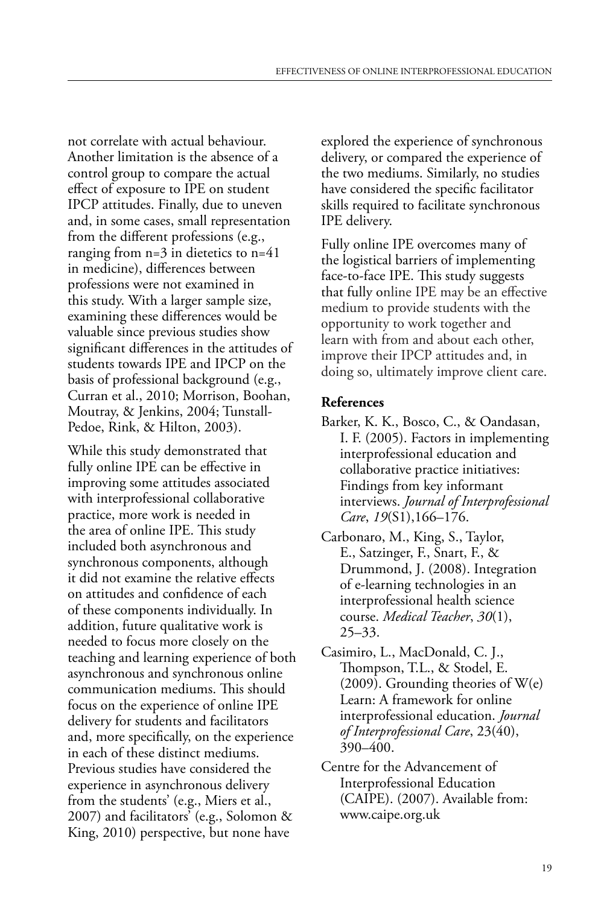not correlate with actual behaviour. Another limitation is the absence of a control group to compare the actual effect of exposure to IPE on student IPCP attitudes. Finally, due to uneven and, in some cases, small representation from the different professions (e.g., ranging from n=3 in dietetics to n=41 in medicine), differences between professions were not examined in this study. With a larger sample size, examining these differences would be valuable since previous studies show significant differences in the attitudes of students towards IPE and IPCP on the basis of professional background (e.g., Curran et al., 2010; Morrison, Boohan, Moutray, & Jenkins, 2004; Tunstall-Pedoe, Rink, & Hilton, 2003).

While this study demonstrated that fully online IPE can be effective in improving some attitudes associated with interprofessional collaborative practice, more work is needed in the area of online IPE. This study included both asynchronous and synchronous components, although it did not examine the relative effects on attitudes and confidence of each of these components individually. In addition, future qualitative work is needed to focus more closely on the teaching and learning experience of both asynchronous and synchronous online communication mediums. This should focus on the experience of online IPE delivery for students and facilitators and, more specifically, on the experience in each of these distinct mediums. Previous studies have considered the experience in asynchronous delivery from the students' (e.g., Miers et al., 2007) and facilitators' (e.g., Solomon & King, 2010) perspective, but none have explored the experience of synchronous delivery, or compared the experience of the two mediums. Similarly, no studies have considered the specific facilitator skills required to facilitate synchronous IPE delivery.

Fully online IPE overcomes many of the logistical barriers of implementing face-to-face IPE. This study suggests that fully online IPE may be an effective medium to provide students with the opportunity to work together and learn with from and about each other, improve their IPCP attitudes and, in doing so, ultimately improve client care.

**References**

Barker, K. K., Bosco, C., & Oandasan, I. F. (2005). Factors in implementing interprofessional education and collaborative practice initiatives: Findings from key informant interviews. *Journal of Interprofessional Care*, *19*(S1),166–176.

Carbonaro, M., King, S., Taylor, E., Satzinger, F., Snart, F., & Drummond, J. (2008). Integration of e-learning technologies in an interprofessional health science course. *Medical Teacher*, *30*(1), 25–33.

Casimiro, L., MacDonald, C. J., Thompson, T.L., & Stodel, E. (2009). Grounding theories of W(e) Learn: A framework for online interprofessional education. *Journal of Interprofessional Care*, 23(40), 390–400.

Centre for the Advancement of Interprofessional Education (CAIPE). (2007). Available from: www.caipe.org.uk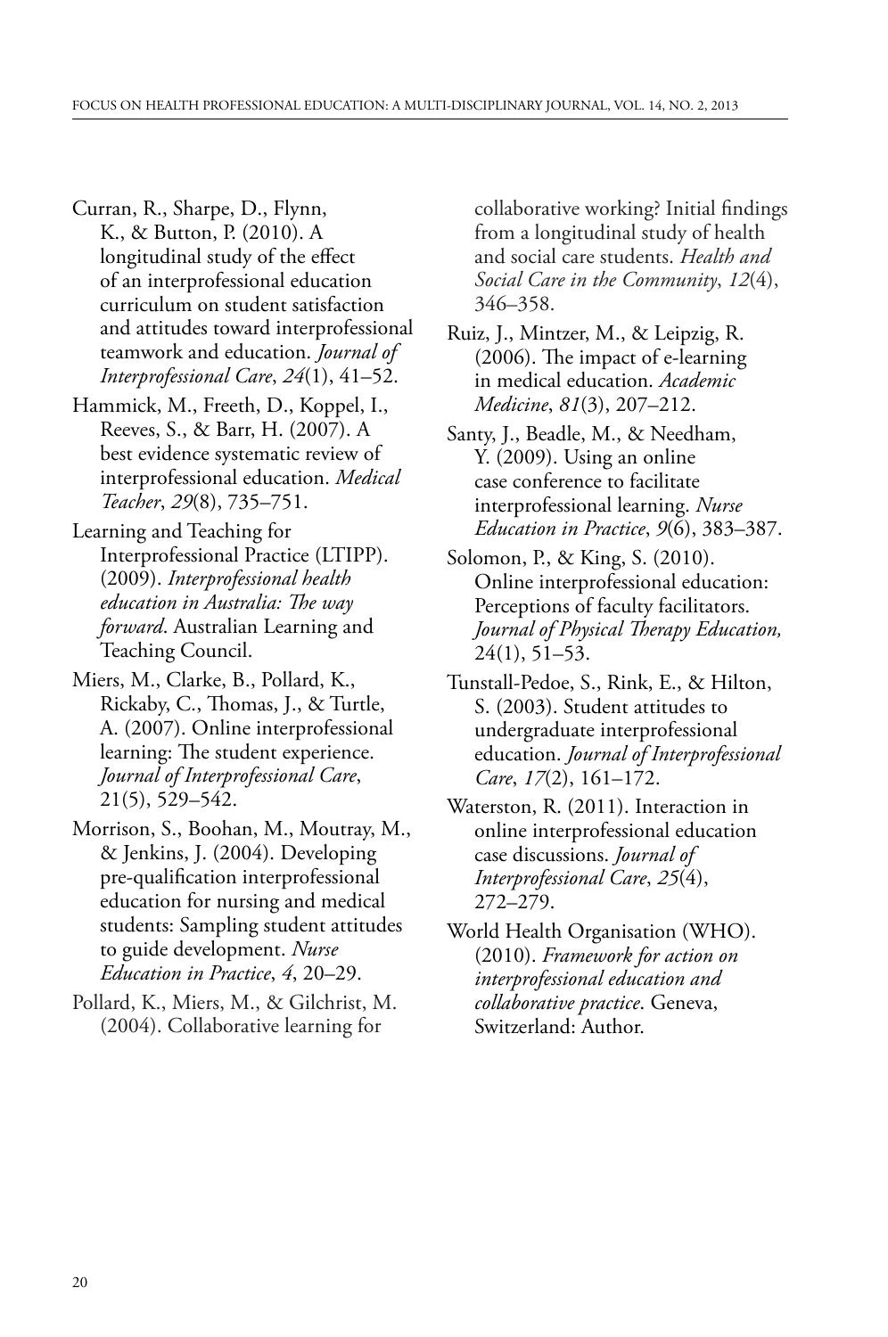Curran, R., Sharpe, D., Flynn, K., & Button, P. (2010). A longitudinal study of the effect of an interprofessional education curriculum on student satisfaction and attitudes toward interprofessional teamwork and education. *Journal of Interprofessional Care*, *24*(1), 41–52.

Hammick, M., Freeth, D., Koppel, I., Reeves, S., & Barr, H. (2007). A best evidence systematic review of interprofessional education. *Medical Teacher*, *29*(8), 735–751.

Learning and Teaching for Interprofessional Practice (LTIPP). (2009). *Interprofessional health education in Australia: The way forward*. Australian Learning and Teaching Council.

Miers, M., Clarke, B., Pollard, K., Rickaby, C., Thomas, J., & Turtle, A. (2007). Online interprofessional learning: The student experience. *Journal of Interprofessional Care*, 21(5), 529–542.

Morrison, S., Boohan, M., Moutray, M., & Jenkins, J. (2004). Developing pre-qualification interprofessional education for nursing and medical students: Sampling student attitudes to guide development. *Nurse Education in Practice*, *4*, 20–29.

Pollard, K., Miers, M., & Gilchrist, M. (2004). Collaborative learning for collaborative working? Initial findings from a longitudinal study of health and social care students. *Health and Social Care in the Community*, *12*(4), 346–358.

Ruiz, J., Mintzer, M., & Leipzig, R. (2006). The impact of e-learning in medical education. *Academic Medicine*, *81*(3), 207–212.

Santy, J., Beadle, M., & Needham, Y. (2009). Using an online case conference to facilitate interprofessional learning. *Nurse Education in Practice*, *9*(6), 383–387.

Solomon, P., & King, S. (2010). Online interprofessional education: Perceptions of faculty facilitators. *Journal of Physical Therapy Education,* 24(1), 51–53.

Tunstall-Pedoe, S., Rink, E., & Hilton, S. (2003). Student attitudes to undergraduate interprofessional education. *Journal of Interprofessional Care*, *17*(2), 161–172.

Waterston, R. (2011). Interaction in online interprofessional education case discussions. *Journal of Interprofessional Care*, *25*(4), 272–279.

World Health Organisation (WHO). (2010). *Framework for action on interprofessional education and collaborative practice*. Geneva, Switzerland: Author.